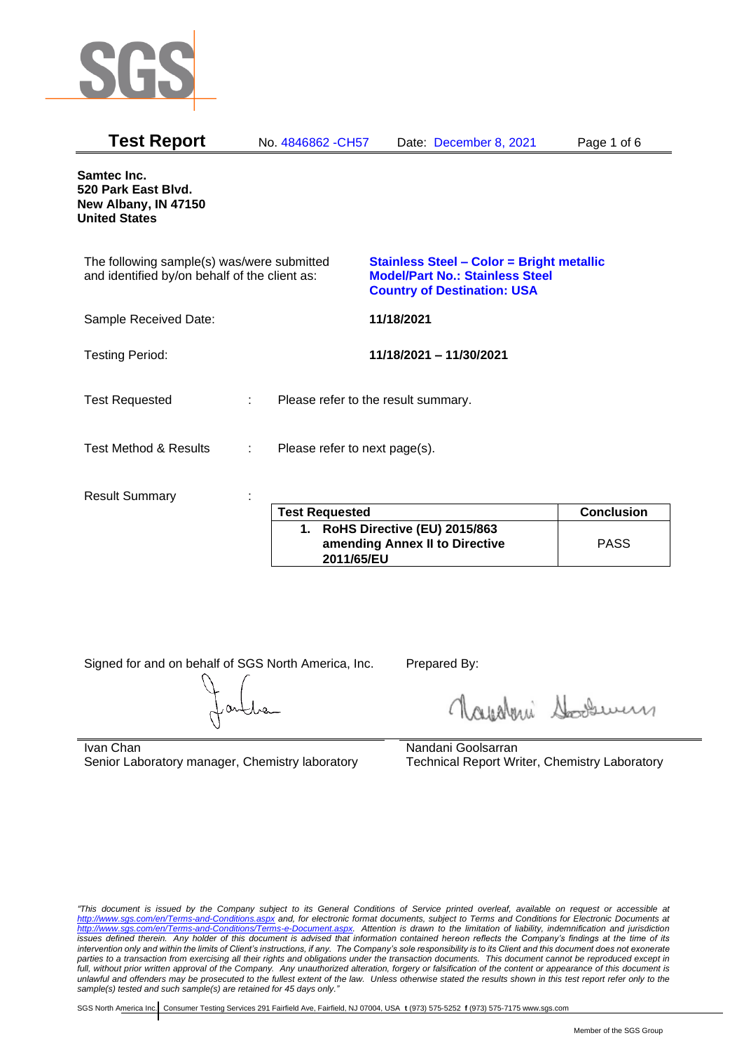# Test Report

No. 4846862 -CH57 Date: December 8, 2021

**Samtec Inc.**
**520 Park East Blvd.**
**New Albany, IN 47150**
**United States**

The following sample(s) was/were submitted and identified by/on behalf of the client as:

**Stainless Steel – Color = Bright metallic**
**Model/Part No.: Stainless Steel**
**Country of Destination: USA**

Sample Received Date: **11/18/2021**

Testing Period: **11/18/2021 – 11/30/2021**

Test Requested : Please refer to the result summary.

Test Method & Results : Please refer to next page(s).

Result Summary :

| Test Requested | Conclusion |
|---|---|
| **1. RoHS Directive (EU) 2015/863 amending Annex II to Directive 2011/65/EU** | PASS |

Signed for and on behalf of SGS North America, Inc.

Ivan Chan
Senior Laboratory manager, Chemistry laboratory

Prepared By:

Nandani Goolsarran
Technical Report Writer, Chemistry Laboratory

*"This document is issued by the Company subject to its General Conditions of Service printed overleaf, available on request or accessible at http://www.sgs.com/en/Terms-and-Conditions.aspx and, for electronic format documents, subject to Terms and Conditions for Electronic Documents at http://www.sgs.com/en/Terms-and-Conditions/Terms-e-Document.aspx. Attention is drawn to the limitation of liability, indemnification and jurisdiction issues defined therein. Any holder of this document is advised that information contained hereon reflects the Company's findings at the time of its intervention only and within the limits of Client's instructions, if any. The Company's sole responsibility is to its Client and this document does not exonerate parties to a transaction from exercising all their rights and obligations under the transaction documents. This document cannot be reproduced except in full, without prior written approval of the Company. Any unauthorized alteration, forgery or falsification of the content or appearance of this document is unlawful and offenders may be prosecuted to the fullest extent of the law. Unless otherwise stated the results shown in this test report refer only to the sample(s) tested and such sample(s) are retained for 45 days only."*

SGS North America Inc. | Consumer Testing Services 291 Fairfield Ave, Fairfield, NJ 07004, USA **t** (973) 575-5252 **f** (973) 575-7175 www.sgs.com

Member of the SGS Group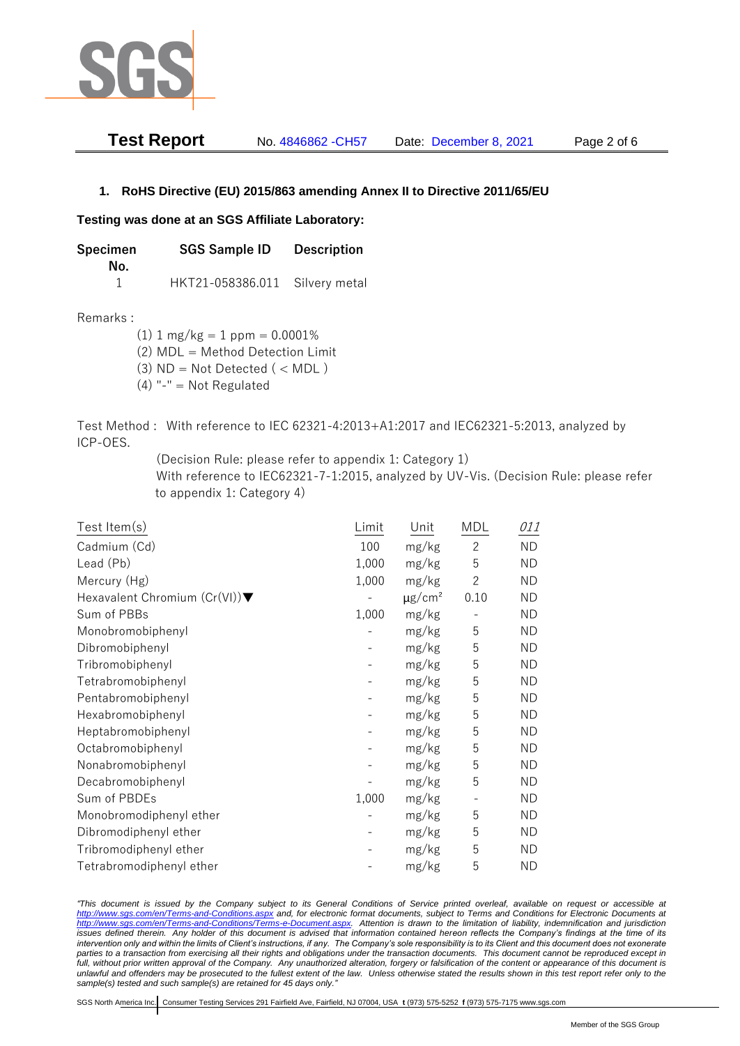## 1. RoHS Directive (EU) 2015/863 amending Annex II to Directive 2011/65/EU

**Testing was done at an SGS Affiliate Laboratory:**

| Specimen No. | SGS Sample ID | Description |
|---|---|---|
| 1 | HKT21-058386.011 | Silvery metal |

Remarks :

(1) 1 mg/kg = 1 ppm = 0.0001%
(2) MDL = Method Detection Limit
(3) ND = Not Detected ( < MDL )
(4) "-" = Not Regulated

Test Method : With reference to IEC 62321-4:2013+A1:2017 and IEC62321-5:2013, analyzed by ICP-OES.
(Decision Rule: please refer to appendix 1: Category 1)
With reference to IEC62321-7-1:2015, analyzed by UV-Vis. (Decision Rule: please refer to appendix 1: Category 4)

| Test Item(s) | Limit | Unit | MDL | 011 |
|---|---|---|---|---|
| Cadmium (Cd) | 100 | mg/kg | 2 | ND |
| Lead (Pb) | 1,000 | mg/kg | 5 | ND |
| Mercury (Hg) | 1,000 | mg/kg | 2 | ND |
| Hexavalent Chromium (Cr(VI))▼ | - | $\mu g/cm^2$ | 0.10 | ND |
| Sum of PBBs | 1,000 | mg/kg | - | ND |
| Monobromobiphenyl | - | mg/kg | 5 | ND |
| Dibromobiphenyl | - | mg/kg | 5 | ND |
| Tribromobiphenyl | - | mg/kg | 5 | ND |
| Tetrabromobiphenyl | - | mg/kg | 5 | ND |
| Pentabromobiphenyl | - | mg/kg | 5 | ND |
| Hexabromobiphenyl | - | mg/kg | 5 | ND |
| Heptabromobiphenyl | - | mg/kg | 5 | ND |
| Octabromobiphenyl | - | mg/kg | 5 | ND |
| Nonabromobiphenyl | - | mg/kg | 5 | ND |
| Decabromobiphenyl | - | mg/kg | 5 | ND |
| Sum of PBDEs | 1,000 | mg/kg | - | ND |
| Monobromodiphenyl ether | - | mg/kg | 5 | ND |
| Dibromodiphenyl ether | - | mg/kg | 5 | ND |
| Tribromodiphenyl ether | - | mg/kg | 5 | ND |
| Tetrabromodiphenyl ether | - | mg/kg | 5 | ND |

*"This document is issued by the Company subject to its General Conditions of Service printed overleaf, available on request or accessible at http://www.sgs.com/en/Terms-and-Conditions.aspx and, for electronic format documents, subject to Terms and Conditions for Electronic Documents at http://www.sgs.com/en/Terms-and-Conditions/Terms-e-Document.aspx. Attention is drawn to the limitation of liability, indemnification and jurisdiction issues defined therein. Any holder of this document is advised that information contained hereon reflects the Company's findings at the time of its intervention only and within the limits of Client's instructions, if any. The Company's sole responsibility is to its Client and this document does not exonerate parties to a transaction from exercising all their rights and obligations under the transaction documents. This document cannot be reproduced except in full, without prior written approval of the Company. Any unauthorized alteration, forgery or falsification of the content or appearance of this document is unlawful and offenders may be prosecuted to the fullest extent of the law. Unless otherwise stated the results shown in this test report refer only to the sample(s) tested and such sample(s) are retained for 45 days only."*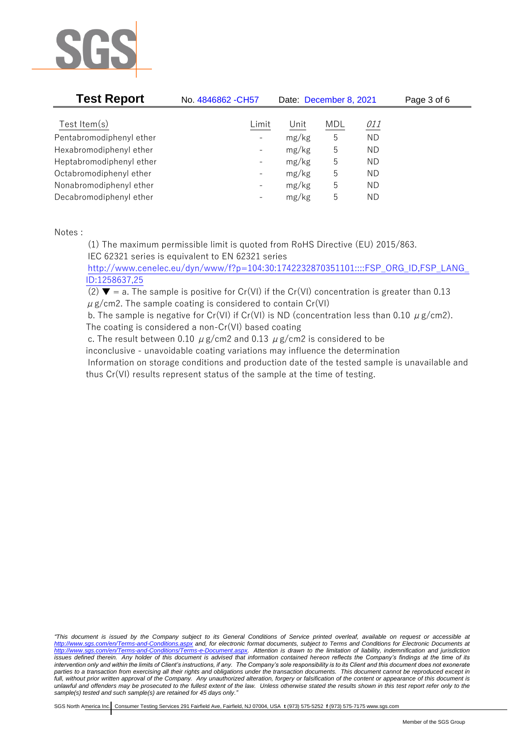| Test Item(s) | Limit | Unit | MDL | *011* |
|---|---|---|---|---|
| Pentabromodiphenyl ether | - | mg/kg | 5 | ND |
| Hexabromodiphenyl ether | - | mg/kg | 5 | ND |
| Heptabromodiphenyl ether | - | mg/kg | 5 | ND |
| Octabromodiphenyl ether | - | mg/kg | 5 | ND |
| Nonabromodiphenyl ether | - | mg/kg | 5 | ND |
| Decabromodiphenyl ether | - | mg/kg | 5 | ND |

Notes :

(1) The maximum permissible limit is quoted from RoHS Directive (EU) 2015/863.
IEC 62321 series is equivalent to EN 62321 series
http://www.cenelec.eu/dyn/www/f?p=104:30:1742232870351101::::FSP_ORG_ID,FSP_LANG_ID:1258637,25

(2) ▼ = a. The sample is positive for Cr(VI) if the Cr(VI) concentration is greater than 0.13 $\mu$g/cm2. The sample coating is considered to contain Cr(VI)
b. The sample is negative for Cr(VI) if Cr(VI) is ND (concentration less than 0.10 $\mu$g/cm2). The coating is considered a non-Cr(VI) based coating
c. The result between 0.10 $\mu$g/cm2 and 0.13 $\mu$g/cm2 is considered to be inconclusive - unavoidable coating variations may influence the determination
Information on storage conditions and production date of the tested sample is unavailable and thus Cr(VI) results represent status of the sample at the time of testing.

*"This document is issued by the Company subject to its General Conditions of Service printed overleaf, available on request or accessible at http://www.sgs.com/en/Terms-and-Conditions.aspx and, for electronic format documents, subject to Terms and Conditions for Electronic Documents at http://www.sgs.com/en/Terms-and-Conditions/Terms-e-Document.aspx. Attention is drawn to the limitation of liability, indemnification and jurisdiction issues defined therein. Any holder of this document is advised that information contained hereon reflects the Company's findings at the time of its intervention only and within the limits of Client's instructions, if any. The Company's sole responsibility is to its Client and this document does not exonerate parties to a transaction from exercising all their rights and obligations under the transaction documents. This document cannot be reproduced except in full, without prior written approval of the Company. Any unauthorized alteration, forgery or falsification of the content or appearance of this document is unlawful and offenders may be prosecuted to the fullest extent of the law. Unless otherwise stated the results shown in this test report refer only to the sample(s) tested and such sample(s) are retained for 45 days only."*

SGS North America Inc. | Consumer Testing Services 291 Fairfield Ave, Fairfield, NJ 07004, USA **t** (973) 575-5252 **f** (973) 575-7175 www.sgs.com

Member of the SGS Group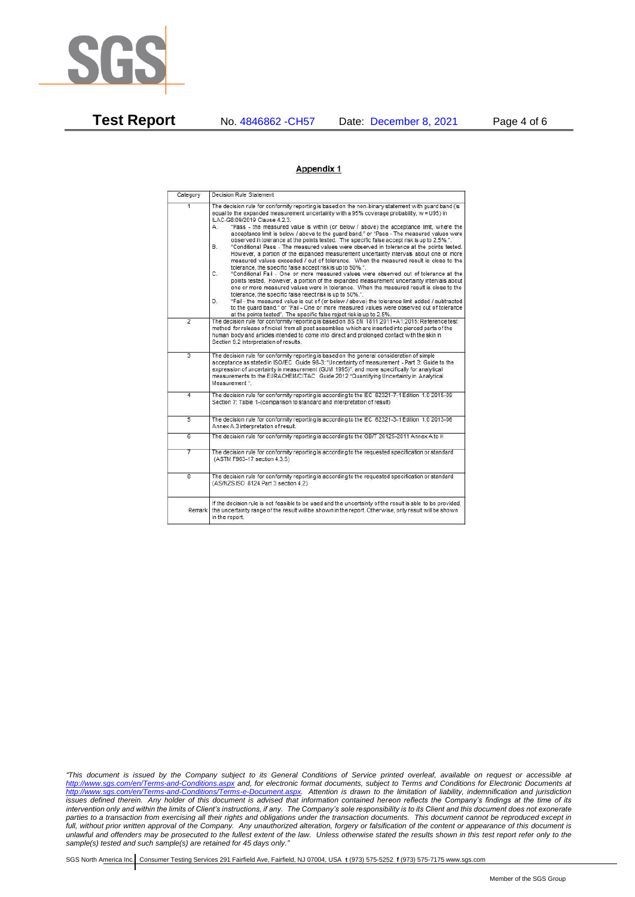## Appendix 1

| Category | Decision Rule Statement |
| --- | --- |
| 1 | The decision rule for conformity reporting is based on the non-binary statement with guard band (is equal to the expanded measurement uncertainty with a 95% coverage probability, w = U95) in ILAC-G8:09/2019 Clause 4.2.3. A. "Pass - the measured value is within (or below / above) the acceptance limit, where the acceptance limit is below / above to the guard band." or "Pass - The measured values were observed in tolerance at the points tested. The specific false accept risk is up to 2.5%.". B. "Conditional Pass - The measured values were observed in tolerance at the points tested. However, a portion of the expanded measurement uncertainty intervals about one or more measured values exceeded / out of tolerance. When the measured result is close to the tolerance, the specific false accept risk is up to 50%.". C. "Conditional Fail - One or more measured values were observed out of tolerance at the points tested. However, a portion of the expanded measurement uncertainty intervals about one or more measured values were in tolerance. When the measured result is close to the tolerance, the specific false reject risk is up to 50%.". D. "Fail - the measured value is out of (or below / above) the tolerance limit added / subtracted to the guard band." or "Fail - One or more measured values were observed out of tolerance at the points tested". The specific false reject risk is up to 2.5%. |
| 2 | The decision rule for conformity reporting is based on BS EN 1811:2011+A1:2015: Reference test method for release of nickel from all post assemblies which are inserted into pierced parts of the human body and articles intended to come into direct and prolonged contact with the skin in Section 9.2 interpretation of results. |
| 3 | The decision rule for conformity reporting is based on the general consideration of simple acceptance as stated in ISO/IEC Guide 98-3: "Uncertainty of measurement - Part 3: Guide to the expression of uncertainty in measurement (GUM 1995)", and more specifically for analytical measurements to the EURACHEM/CITAC Guide 2012 "Quantifying Uncertainty in Analytical Measurement ". |
| 4 | The decision rule for conformity reporting is according to the IEC 62321-7-1 Edition 1.0 2015-09 Section 7: Table 1-(comparison to standard and interpretation of result) |
| 5 | The decision rule for conformity reporting is according to the IEC 62321-3-1 Edition 1.0 2013-06 Annex A.3 interpretation of result. |
| 6 | The decision rule for conformity reporting is according to the GB/T 26125-2011 Annex A to H |
| 7 | The decision rule for conformity reporting is according to the requested specification or standard (ASTM F963-17 section 4.3.5) |
| 8 | The decision rule for conformity reporting is according to the requested specification or standard (AS/NZS ISO 8124 Part 3 section 4.2) |
| Remark | If the decision rule is not feasible to be used and the uncertainty of the result is able to be provided, the uncertainty range of the result will be shown in the report. Otherwise, only result will be shown in the report. |

*"This document is issued by the Company subject to its General Conditions of Service printed overleaf, available on request or accessible at http://www.sgs.com/en/Terms-and-Conditions.aspx and, for electronic format documents, subject to Terms and Conditions for Electronic Documents at http://www.sgs.com/en/Terms-and-Conditions/Terms-e-Document.aspx. Attention is drawn to the limitation of liability, indemnification and jurisdiction issues defined therein. Any holder of this document is advised that information contained hereon reflects the Company's findings at the time of its intervention only and within the limits of Client's instructions, if any. The Company's sole responsibility is to its Client and this document does not exonerate parties to a transaction from exercising all their rights and obligations under the transaction documents. This document cannot be reproduced except in full, without prior written approval of the Company. Any unauthorized alteration, forgery or falsification of the content or appearance of this document is unlawful and offenders may be prosecuted to the fullest extent of the law. Unless otherwise stated the results shown in this test report refer only to the sample(s) tested and such sample(s) are retained for 45 days only."*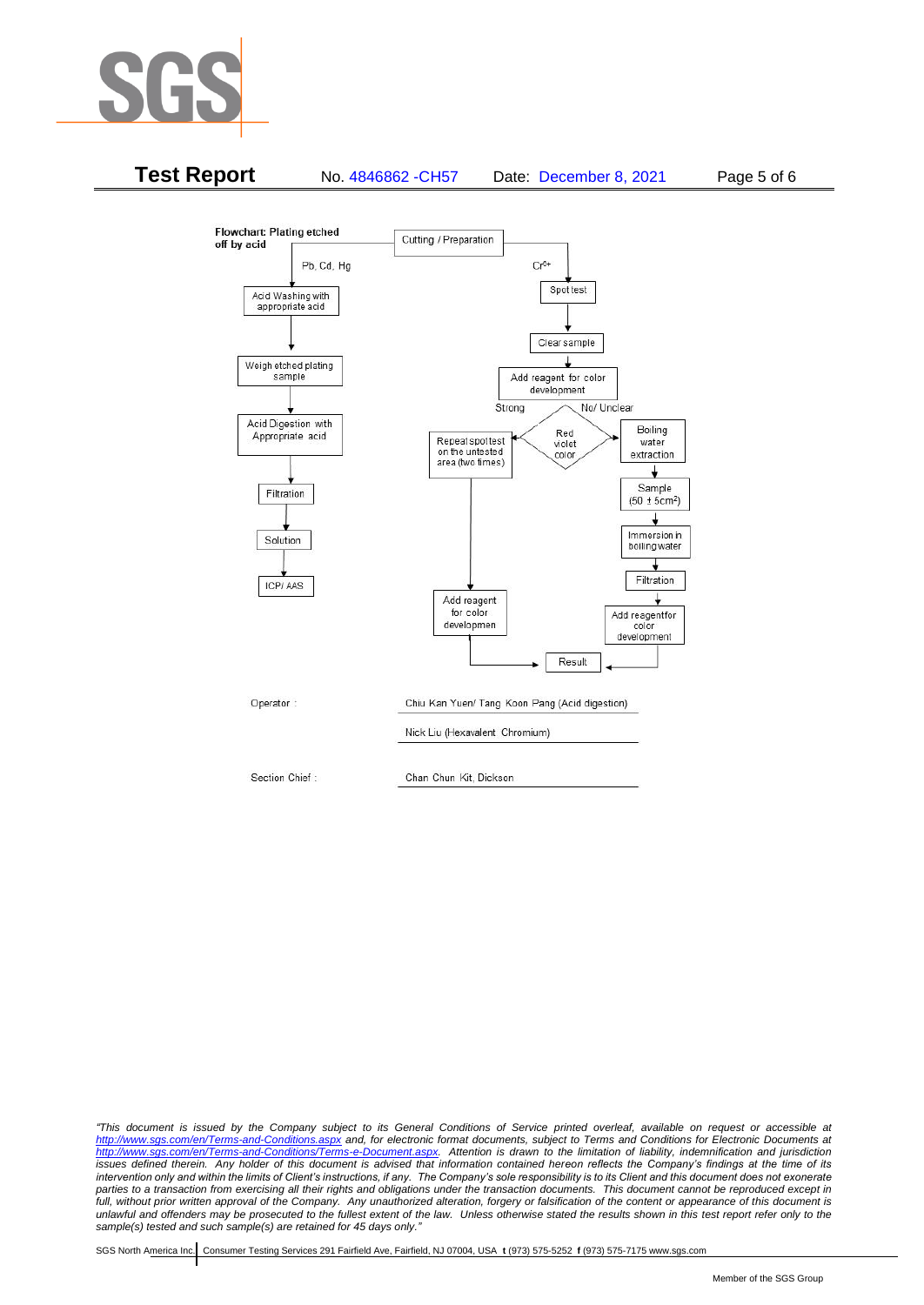**Flowchart: Plating etched off by acid**

Cutting / Preparation

**Pb, Cd, Hg:**

Acid Washing with appropriate acid → Weigh etched plating sample → Acid Digestion with Appropriate acid → Filtration → Solution → ICP/ AAS

**$Cr^{6+}$:**

Spot test → Clear sample → Add reagent for color development → Red violet color

- Strong → Repeat spot test on the untested area (two times) → Add reagent for color developmen → Result
- No/ Unclear → Boiling water extraction → Sample (50 ± 5cm²) → Immersion in boiling water → Filtration → Add reagentfor color development → Result

Operator : Chiu Kan Yuen/ Tang Koon Pang (Acid digestion)

Nick Liu (Hexavalent Chromium)

Section Chief : Chan Chun Kit, Dickson

*"This document is issued by the Company subject to its General Conditions of Service printed overleaf, available on request or accessible at http://www.sgs.com/en/Terms-and-Conditions.aspx and, for electronic format documents, subject to Terms and Conditions for Electronic Documents at http://www.sgs.com/en/Terms-and-Conditions/Terms-e-Document.aspx. Attention is drawn to the limitation of liability, indemnification and jurisdiction issues defined therein. Any holder of this document is advised that information contained hereon reflects the Company's findings at the time of its intervention only and within the limits of Client's instructions, if any. The Company's sole responsibility is to its Client and this document does not exonerate parties to a transaction from exercising all their rights and obligations under the transaction documents. This document cannot be reproduced except in full, without prior written approval of the Company. Any unauthorized alteration, forgery or falsification of the content or appearance of this document is unlawful and offenders may be prosecuted to the fullest extent of the law. Unless otherwise stated the results shown in this test report refer only to the sample(s) tested and such sample(s) are retained for 45 days only."*

SGS North America Inc. | Consumer Testing Services 291 Fairfield Ave, Fairfield, NJ 07004, USA **t** (973) 575-5252 **f** (973) 575-7175 www.sgs.com

Member of the SGS Group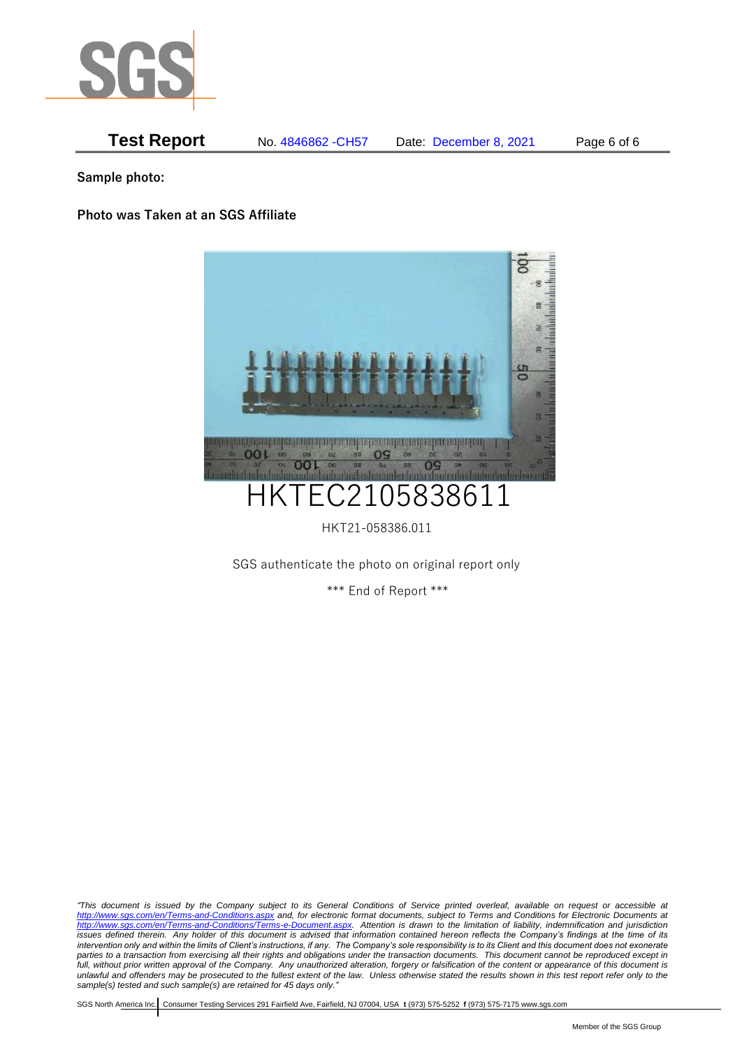**Sample photo:**

**Photo was Taken at an SGS Affiliate**

HKTEC2105838611

HKT21-058386.011

SGS authenticate the photo on original report only

\*\*\* End of Report \*\*\*

*"This document is issued by the Company subject to its General Conditions of Service printed overleaf, available on request or accessible at http://www.sgs.com/en/Terms-and-Conditions.aspx and, for electronic format documents, subject to Terms and Conditions for Electronic Documents at http://www.sgs.com/en/Terms-and-Conditions/Terms-e-Document.aspx. Attention is drawn to the limitation of liability, indemnification and jurisdiction issues defined therein. Any holder of this document is advised that information contained hereon reflects the Company's findings at the time of its intervention only and within the limits of Client's instructions, if any. The Company's sole responsibility is to its Client and this document does not exonerate parties to a transaction from exercising all their rights and obligations under the transaction documents. This document cannot be reproduced except in full, without prior written approval of the Company. Any unauthorized alteration, forgery or falsification of the content or appearance of this document is unlawful and offenders may be prosecuted to the fullest extent of the law. Unless otherwise stated the results shown in this test report refer only to the sample(s) tested and such sample(s) are retained for 45 days only."*

SGS North America Inc. | Consumer Testing Services 291 Fairfield Ave, Fairfield, NJ 07004, USA **t** (973) 575-5252 **f** (973) 575-7175 www.sgs.com

Member of the SGS Group